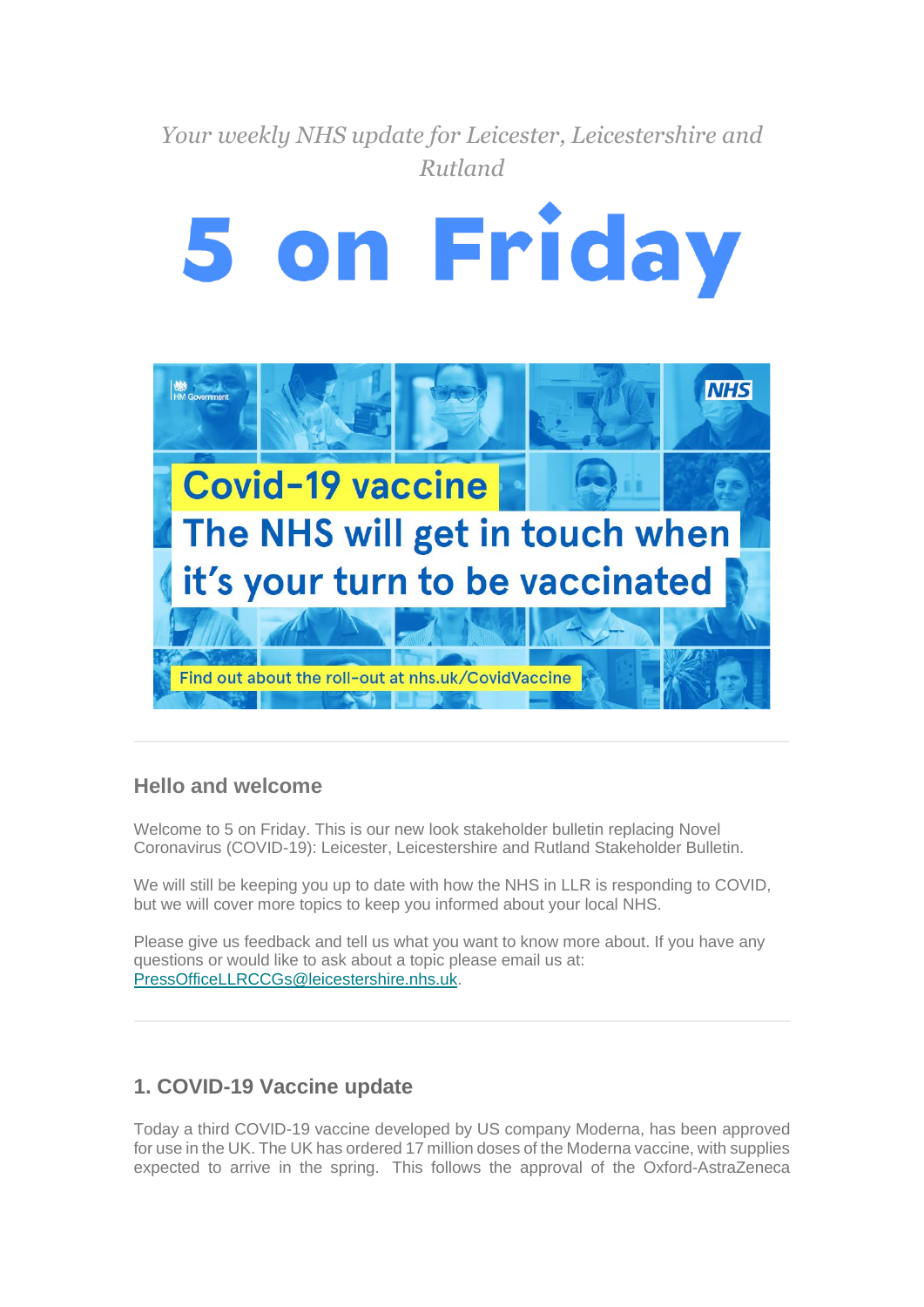*Your weekly NHS update for Leicester, Leicestershire and Rutland*

# 5 on Friday

Covid-19 vaccine

The NHS will get in touch when it's your turn to be vaccinated

Find out about the roll-out at nhs.uk/CovidVaccine

---

## Hello and welcome

Welcome to 5 on Friday. This is our new look stakeholder bulletin replacing Novel Coronavirus (COVID-19): Leicester, Leicestershire and Rutland Stakeholder Bulletin.

We will still be keeping you up to date with how the NHS in LLR is responding to COVID, but we will cover more topics to keep you informed about your local NHS.

Please give us feedback and tell us what you want to know more about. If you have any questions or would like to ask about a topic please email us at: PressOfficeLLRCCGs@leicestershire.nhs.uk.

---

## 1. COVID-19 Vaccine update

Today a third COVID-19 vaccine developed by US company Moderna, has been approved for use in the UK. The UK has ordered 17 million doses of the Moderna vaccine, with supplies expected to arrive in the spring. This follows the approval of the Oxford-AstraZeneca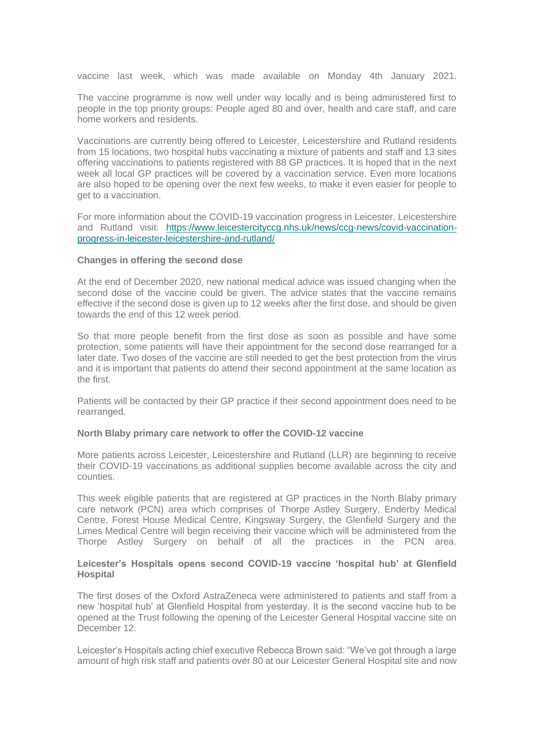vaccine last week, which was made available on Monday 4th January 2021.

The vaccine programme is now well under way locally and is being administered first to people in the top priority groups: People aged 80 and over, health and care staff, and care home workers and residents.

Vaccinations are currently being offered to Leicester, Leicestershire and Rutland residents from 15 locations, two hospital hubs vaccinating a mixture of patients and staff and 13 sites offering vaccinations to patients registered with 88 GP practices. It is hoped that in the next week all local GP practices will be covered by a vaccination service. Even more locations are also hoped to be opening over the next few weeks, to make it even easier for people to get to a vaccination.

For more information about the COVID-19 vaccination progress in Leicester, Leicestershire and Rutland visit: [https://www.leicestercityccg.nhs.uk/news/ccg-news/covid-vaccination-progress-in-leicester-leicestershire-and-rutland/](https://www.leicestercityccg.nhs.uk/news/ccg-news/covid-vaccination-progress-in-leicester-leicestershire-and-rutland/)

**Changes in offering the second dose**

At the end of December 2020, new national medical advice was issued changing when the second dose of the vaccine could be given. The advice states that the vaccine remains effective if the second dose is given up to 12 weeks after the first dose, and should be given towards the end of this 12 week period.

So that more people benefit from the first dose as soon as possible and have some protection, some patients will have their appointment for the second dose rearranged for a later date. Two doses of the vaccine are still needed to get the best protection from the virus and it is important that patients do attend their second appointment at the same location as the first.

Patients will be contacted by their GP practice if their second appointment does need to be rearranged.

**North Blaby primary care network to offer the COVID-12 vaccine**

More patients across Leicester, Leicestershire and Rutland (LLR) are beginning to receive their COVID-19 vaccinations as additional supplies become available across the city and counties.

This week eligible patients that are registered at GP practices in the North Blaby primary care network (PCN) area which comprises of Thorpe Astley Surgery, Enderby Medical Centre, Forest House Medical Centre, Kingsway Surgery, the Glenfield Surgery and the Limes Medical Centre will begin receiving their vaccine which will be administered from the Thorpe Astley Surgery on behalf of all the practices in the PCN area.

**Leicester's Hospitals opens second COVID-19 vaccine 'hospital hub' at Glenfield Hospital**

The first doses of the Oxford AstraZeneca were administered to patients and staff from a new 'hospital hub' at Glenfield Hospital from yesterday. It is the second vaccine hub to be opened at the Trust following the opening of the Leicester General Hospital vaccine site on December 12.

Leicester's Hospitals acting chief executive Rebecca Brown said: "We've got through a large amount of high risk staff and patients over 80 at our Leicester General Hospital site and now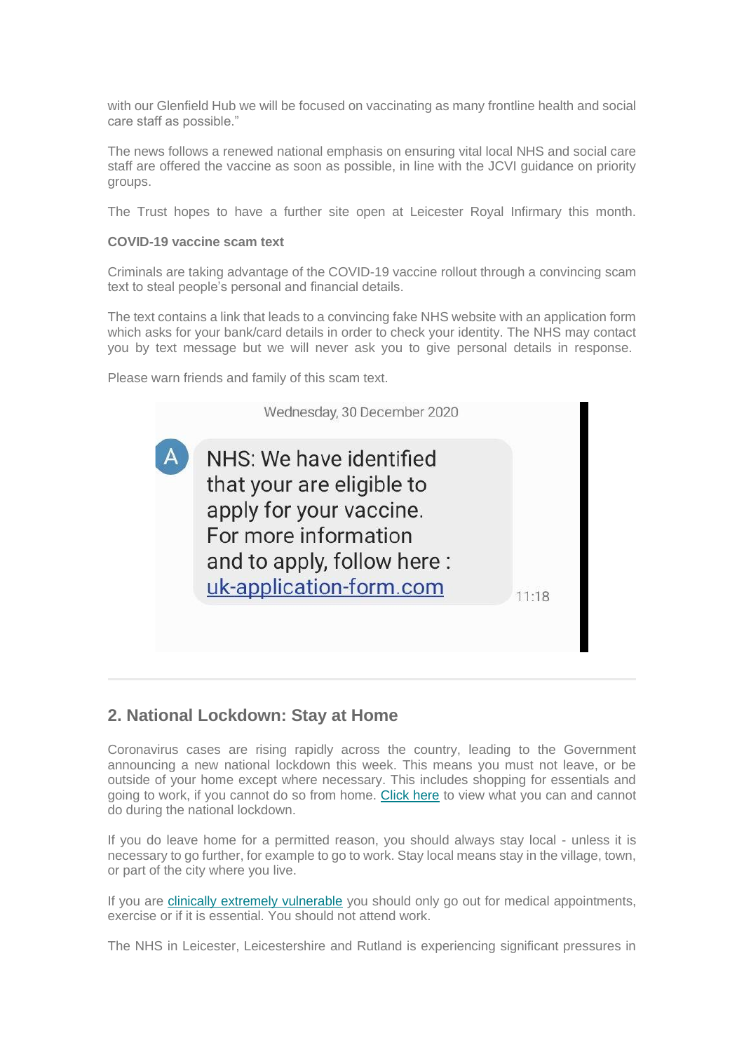with our Glenfield Hub we will be focused on vaccinating as many frontline health and social care staff as possible."

The news follows a renewed national emphasis on ensuring vital local NHS and social care staff are offered the vaccine as soon as possible, in line with the JCVI guidance on priority groups.

The Trust hopes to have a further site open at Leicester Royal Infirmary this month.

**COVID-19 vaccine scam text**

Criminals are taking advantage of the COVID-19 vaccine rollout through a convincing scam text to steal people's personal and financial details.

The text contains a link that leads to a convincing fake NHS website with an application form which asks for your bank/card details in order to check your identity. The NHS may contact you by text message but we will never ask you to give personal details in response.

Please warn friends and family of this scam text.

Wednesday, 30 December 2020

NHS: We have identified that your are eligible to apply for your vaccine. For more information and to apply, follow here : uk-application-form.com

11:18

---

## 2. National Lockdown: Stay at Home

Coronavirus cases are rising rapidly across the country, leading to the Government announcing a new national lockdown this week. This means you must not leave, or be outside of your home except where necessary. This includes shopping for essentials and going to work, if you cannot do so from home. [Click here](#) to view what you can and cannot do during the national lockdown.

If you do leave home for a permitted reason, you should always stay local - unless it is necessary to go further, for example to go to work. Stay local means stay in the village, town, or part of the city where you live.

If you are [clinically extremely vulnerable](#) you should only go out for medical appointments, exercise or if it is essential. You should not attend work.

The NHS in Leicester, Leicestershire and Rutland is experiencing significant pressures in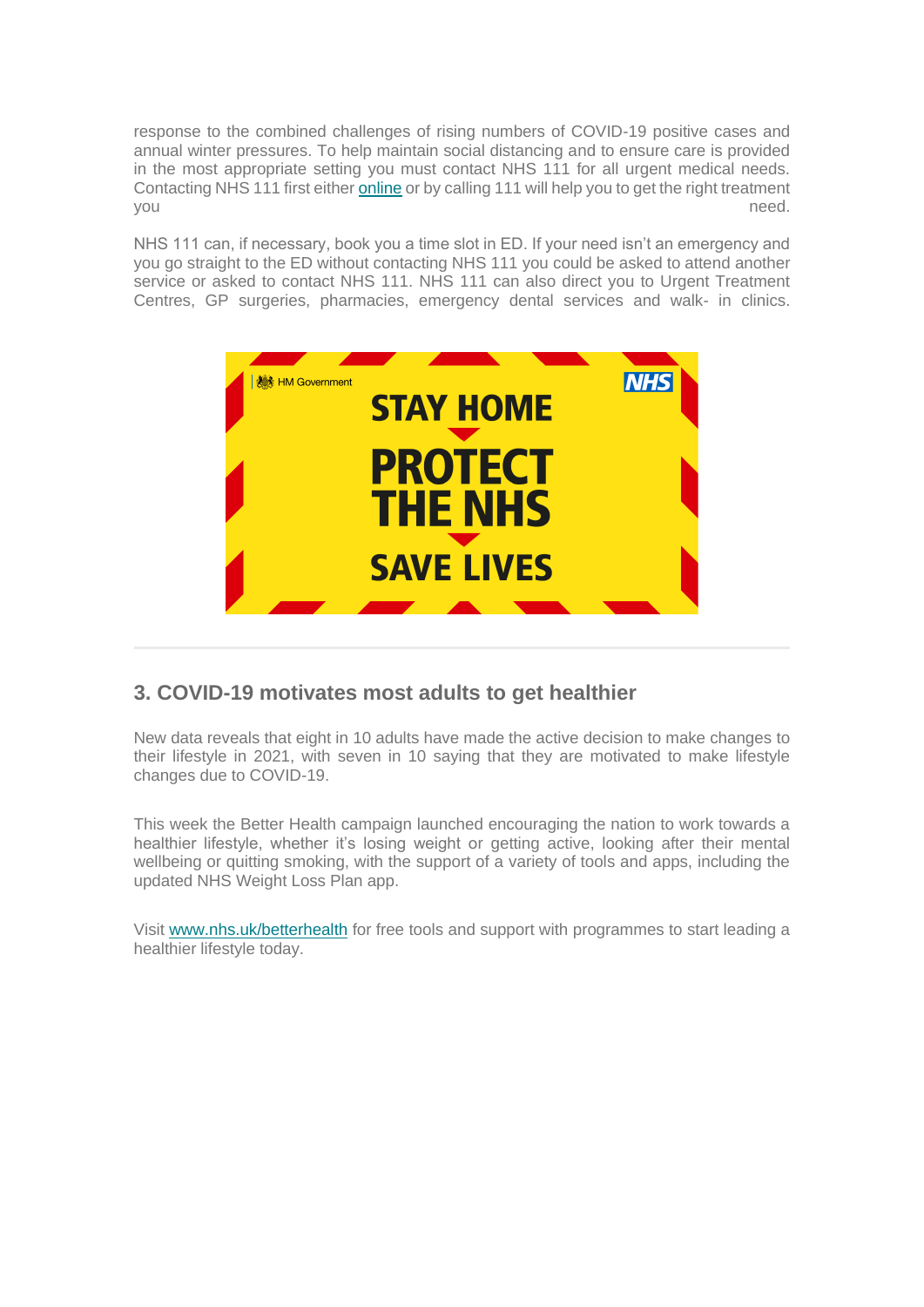response to the combined challenges of rising numbers of COVID-19 positive cases and annual winter pressures. To help maintain social distancing and to ensure care is provided in the most appropriate setting you must contact NHS 111 for all urgent medical needs. Contacting NHS 111 first either [online]() or by calling 111 will help you to get the right treatment you need.

NHS 111 can, if necessary, book you a time slot in ED. If your need isn't an emergency and you go straight to the ED without contacting NHS 111 you could be asked to attend another service or asked to contact NHS 111. NHS 111 can also direct you to Urgent Treatment Centres, GP surgeries, pharmacies, emergency dental services and walk- in clinics.

HM Government | NHS

STAY HOME

PROTECT THE NHS

SAVE LIVES

---

## 3. COVID-19 motivates most adults to get healthier

New data reveals that eight in 10 adults have made the active decision to make changes to their lifestyle in 2021, with seven in 10 saying that they are motivated to make lifestyle changes due to COVID-19.

This week the Better Health campaign launched encouraging the nation to work towards a healthier lifestyle, whether it's losing weight or getting active, looking after their mental wellbeing or quitting smoking, with the support of a variety of tools and apps, including the updated NHS Weight Loss Plan app.

Visit [www.nhs.uk/betterhealth](http://www.nhs.uk/betterhealth) for free tools and support with programmes to start leading a healthier lifestyle today.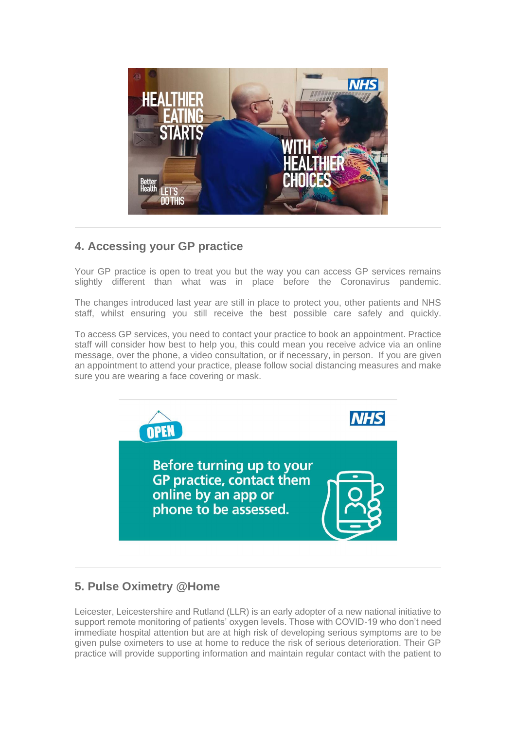## 4. Accessing your GP practice

Your GP practice is open to treat you but the way you can access GP services remains slightly different than what was in place before the Coronavirus pandemic.

The changes introduced last year are still in place to protect you, other patients and NHS staff, whilst ensuring you still receive the best possible care safely and quickly.

To access GP services, you need to contact your practice to book an appointment. Practice staff will consider how best to help you, this could mean you receive advice via an online message, over the phone, a video consultation, or if necessary, in person. If you are given an appointment to attend your practice, please follow social distancing measures and make sure you are wearing a face covering or mask.

## 5. Pulse Oximetry @Home

Leicester, Leicestershire and Rutland (LLR) is an early adopter of a new national initiative to support remote monitoring of patients' oxygen levels. Those with COVID-19 who don't need immediate hospital attention but are at high risk of developing serious symptoms are to be given pulse oximeters to use at home to reduce the risk of serious deterioration. Their GP practice will provide supporting information and maintain regular contact with the patient to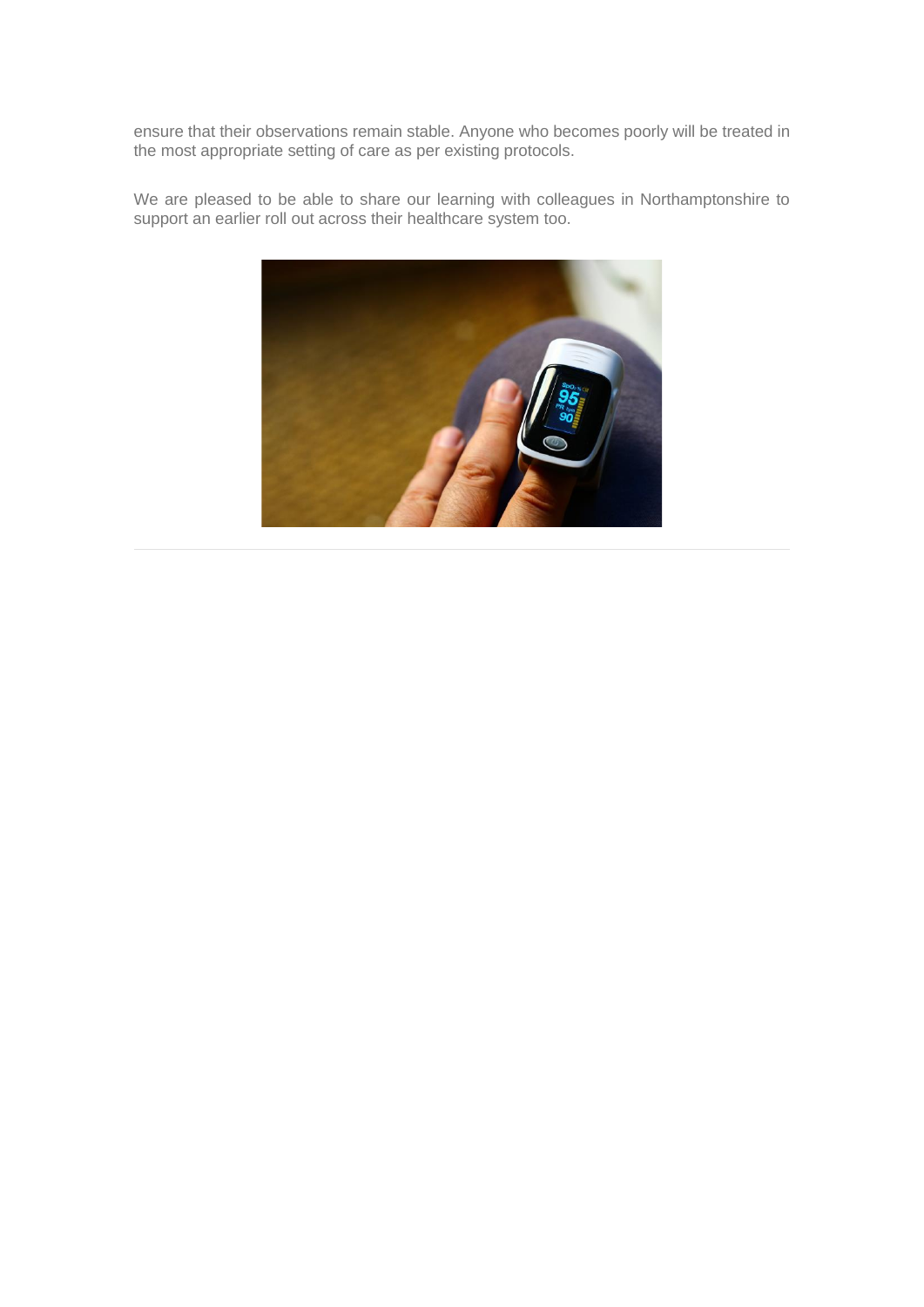ensure that their observations remain stable. Anyone who becomes poorly will be treated in the most appropriate setting of care as per existing protocols.

We are pleased to be able to share our learning with colleagues in Northamptonshire to support an earlier roll out across their healthcare system too.